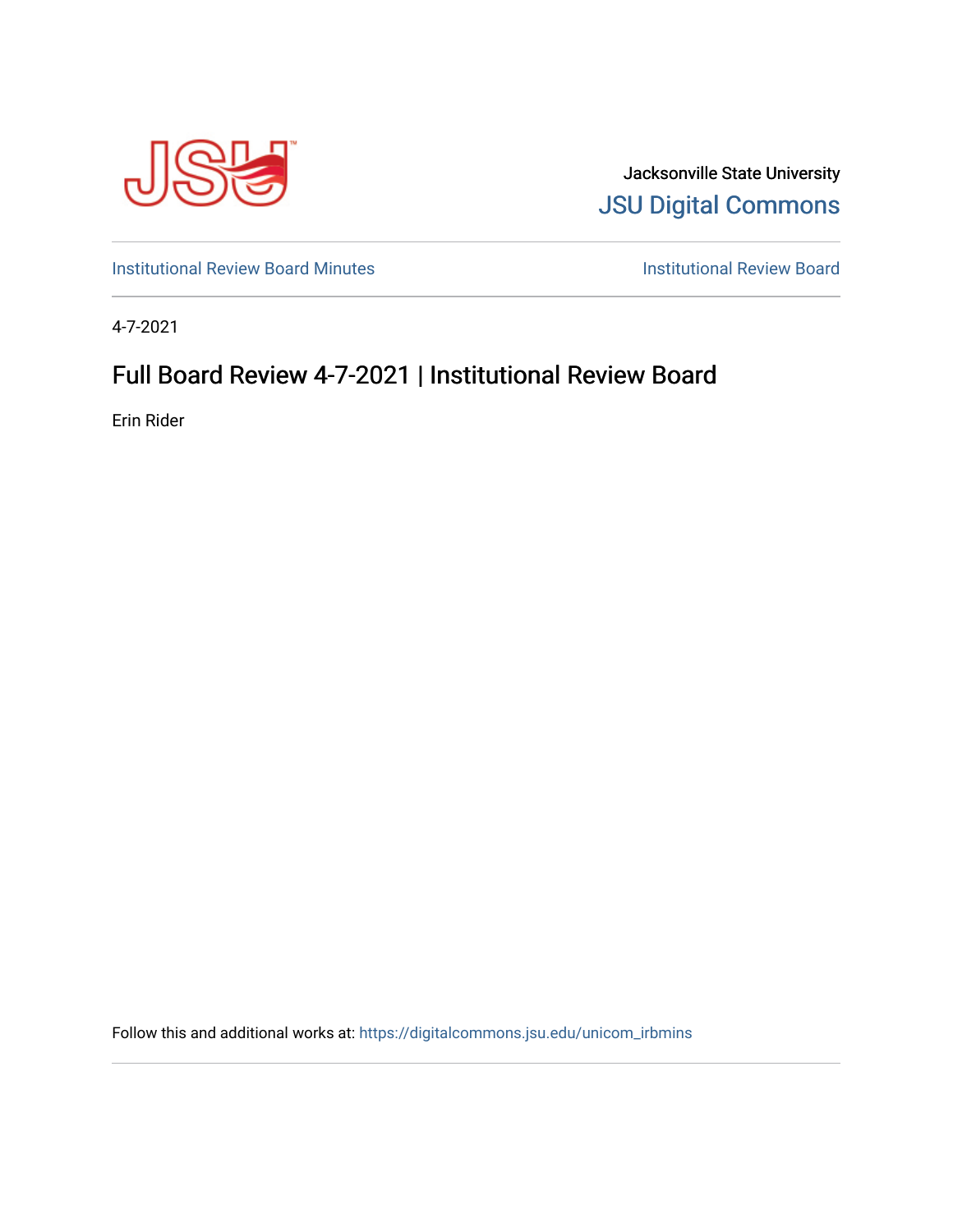Jacksonville State University

JSU Digital Commons

Institutional Review Board Minutes

Institutional Review Board

4-7-2021

# Full Board Review 4-7-2021 | Institutional Review Board

Erin Rider

Follow this and additional works at: https://digitalcommons.jsu.edu/unicom_irbmins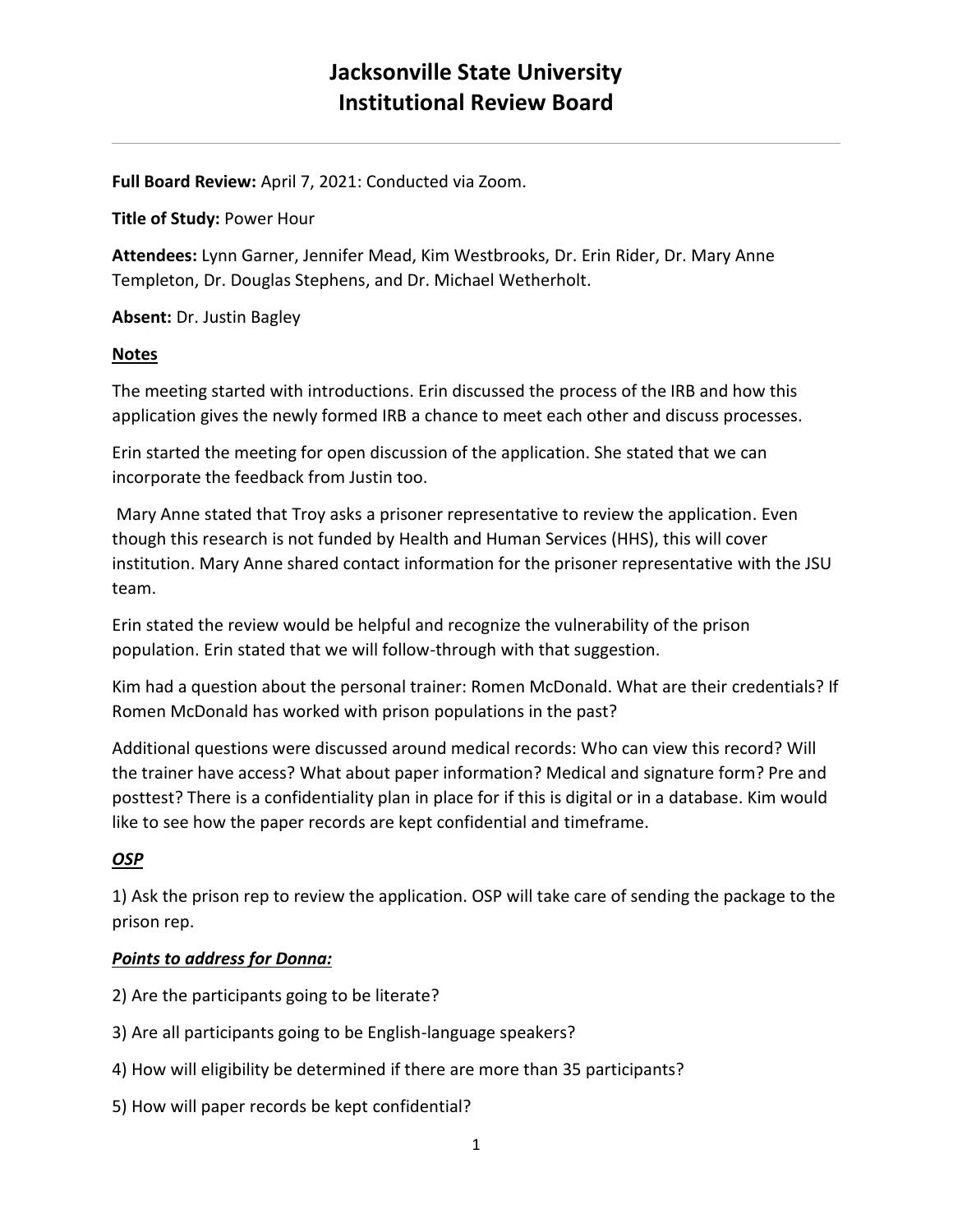# Jacksonville State University
# Institutional Review Board

---

**Full Board Review:** April 7, 2021: Conducted via Zoom.

**Title of Study:** Power Hour

**Attendees:** Lynn Garner, Jennifer Mead, Kim Westbrooks, Dr. Erin Rider, Dr. Mary Anne Templeton, Dr. Douglas Stephens, and Dr. Michael Wetherholt.

**Absent:** Dr. Justin Bagley

**<u>Notes</u>**

The meeting started with introductions. Erin discussed the process of the IRB and how this application gives the newly formed IRB a chance to meet each other and discuss processes.

Erin started the meeting for open discussion of the application. She stated that we can incorporate the feedback from Justin too.

Mary Anne stated that Troy asks a prisoner representative to review the application. Even though this research is not funded by Health and Human Services (HHS), this will cover institution. Mary Anne shared contact information for the prisoner representative with the JSU team.

Erin stated the review would be helpful and recognize the vulnerability of the prison population. Erin stated that we will follow-through with that suggestion.

Kim had a question about the personal trainer: Romen McDonald. What are their credentials? If Romen McDonald has worked with prison populations in the past?

Additional questions were discussed around medical records: Who can view this record? Will the trainer have access? What about paper information? Medical and signature form? Pre and posttest? There is a confidentiality plan in place for if this is digital or in a database. Kim would like to see how the paper records are kept confidential and timeframe.

***<u>OSP</u>***

1) Ask the prison rep to review the application. OSP will take care of sending the package to the prison rep.

***<u>Points to address for Donna:</u>***

2) Are the participants going to be literate?

3) Are all participants going to be English-language speakers?

4) How will eligibility be determined if there are more than 35 participants?

5) How will paper records be kept confidential?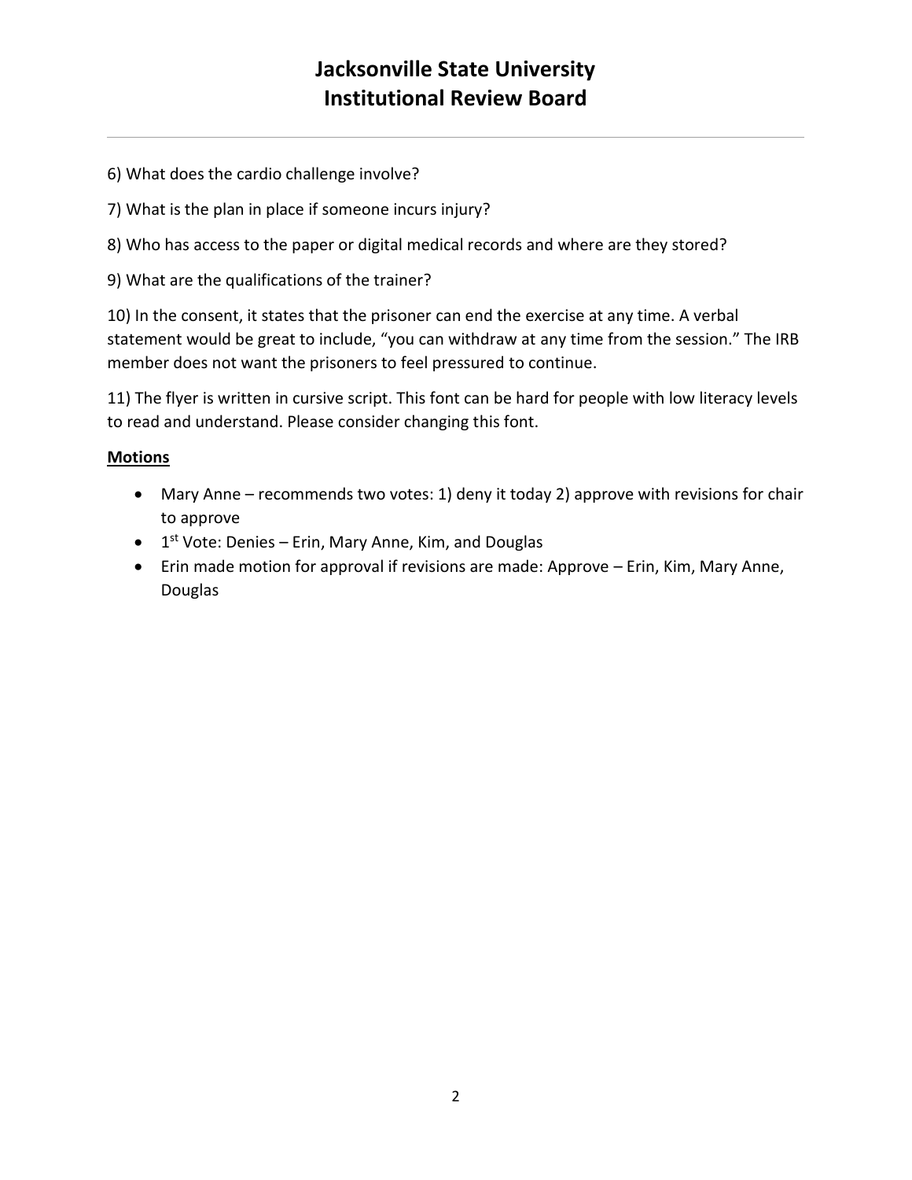6) What does the cardio challenge involve?

7) What is the plan in place if someone incurs injury?

8) Who has access to the paper or digital medical records and where are they stored?

9) What are the qualifications of the trainer?

10) In the consent, it states that the prisoner can end the exercise at any time. A verbal statement would be great to include, "you can withdraw at any time from the session." The IRB member does not want the prisoners to feel pressured to continue.

11) The flyer is written in cursive script. This font can be hard for people with low literacy levels to read and understand. Please consider changing this font.

**Motions**

- Mary Anne – recommends two votes: 1) deny it today 2) approve with revisions for chair to approve
- 1st Vote: Denies – Erin, Mary Anne, Kim, and Douglas
- Erin made motion for approval if revisions are made: Approve – Erin, Kim, Mary Anne, Douglas